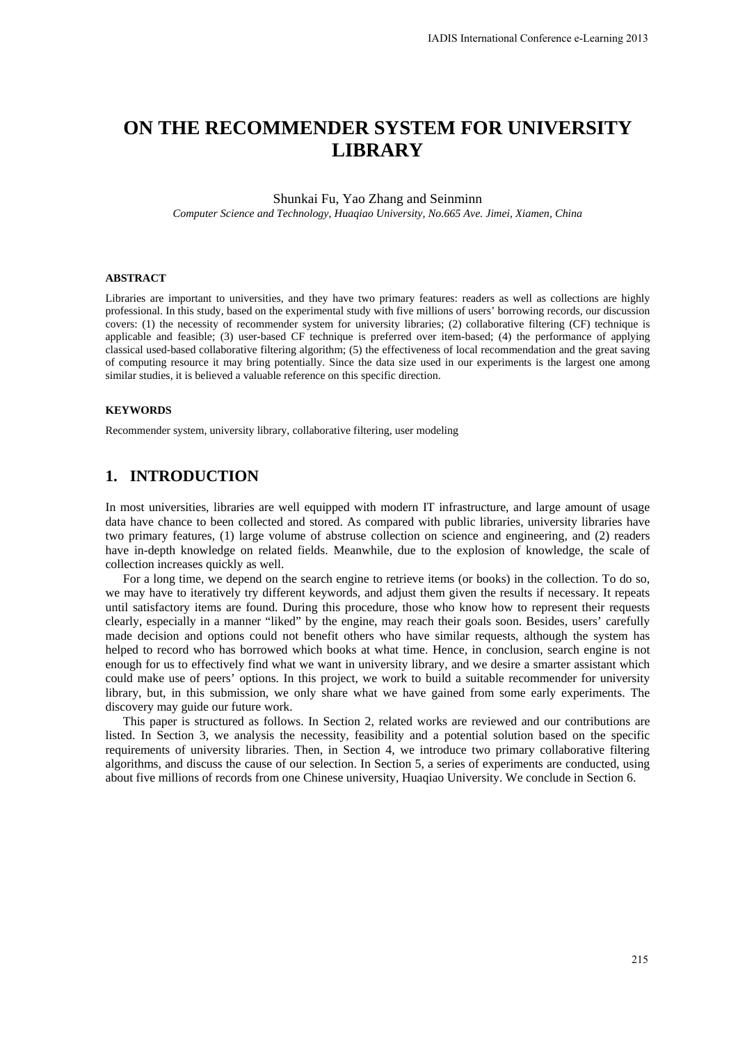# ON THE RECOMMENDER SYSTEM FOR UNIVERSITY LIBRARY

Shunkai Fu, Yao Zhang and Seinminn

*Computer Science and Technology, Huaqiao University, No.665 Ave. Jimei, Xiamen, China*

### ABSTRACT

Libraries are important to universities, and they have two primary features: readers as well as collections are highly professional. In this study, based on the experimental study with five millions of users' borrowing records, our discussion covers: (1) the necessity of recommender system for university libraries; (2) collaborative filtering (CF) technique is applicable and feasible; (3) user-based CF technique is preferred over item-based; (4) the performance of applying classical used-based collaborative filtering algorithm; (5) the effectiveness of local recommendation and the great saving of computing resource it may bring potentially. Since the data size used in our experiments is the largest one among similar studies, it is believed a valuable reference on this specific direction.

### KEYWORDS

Recommender system, university library, collaborative filtering, user modeling

## 1. INTRODUCTION

In most universities, libraries are well equipped with modern IT infrastructure, and large amount of usage data have chance to been collected and stored. As compared with public libraries, university libraries have two primary features, (1) large volume of abstruse collection on science and engineering, and (2) readers have in-depth knowledge on related fields. Meanwhile, due to the explosion of knowledge, the scale of collection increases quickly as well.

For a long time, we depend on the search engine to retrieve items (or books) in the collection. To do so, we may have to iteratively try different keywords, and adjust them given the results if necessary. It repeats until satisfactory items are found. During this procedure, those who know how to represent their requests clearly, especially in a manner "liked" by the engine, may reach their goals soon. Besides, users' carefully made decision and options could not benefit others who have similar requests, although the system has helped to record who has borrowed which books at what time. Hence, in conclusion, search engine is not enough for us to effectively find what we want in university library, and we desire a smarter assistant which could make use of peers' options. In this project, we work to build a suitable recommender for university library, but, in this submission, we only share what we have gained from some early experiments. The discovery may guide our future work.

This paper is structured as follows. In Section 2, related works are reviewed and our contributions are listed. In Section 3, we analysis the necessity, feasibility and a potential solution based on the specific requirements of university libraries. Then, in Section 4, we introduce two primary collaborative filtering algorithms, and discuss the cause of our selection. In Section 5, a series of experiments are conducted, using about five millions of records from one Chinese university, Huaqiao University. We conclude in Section 6.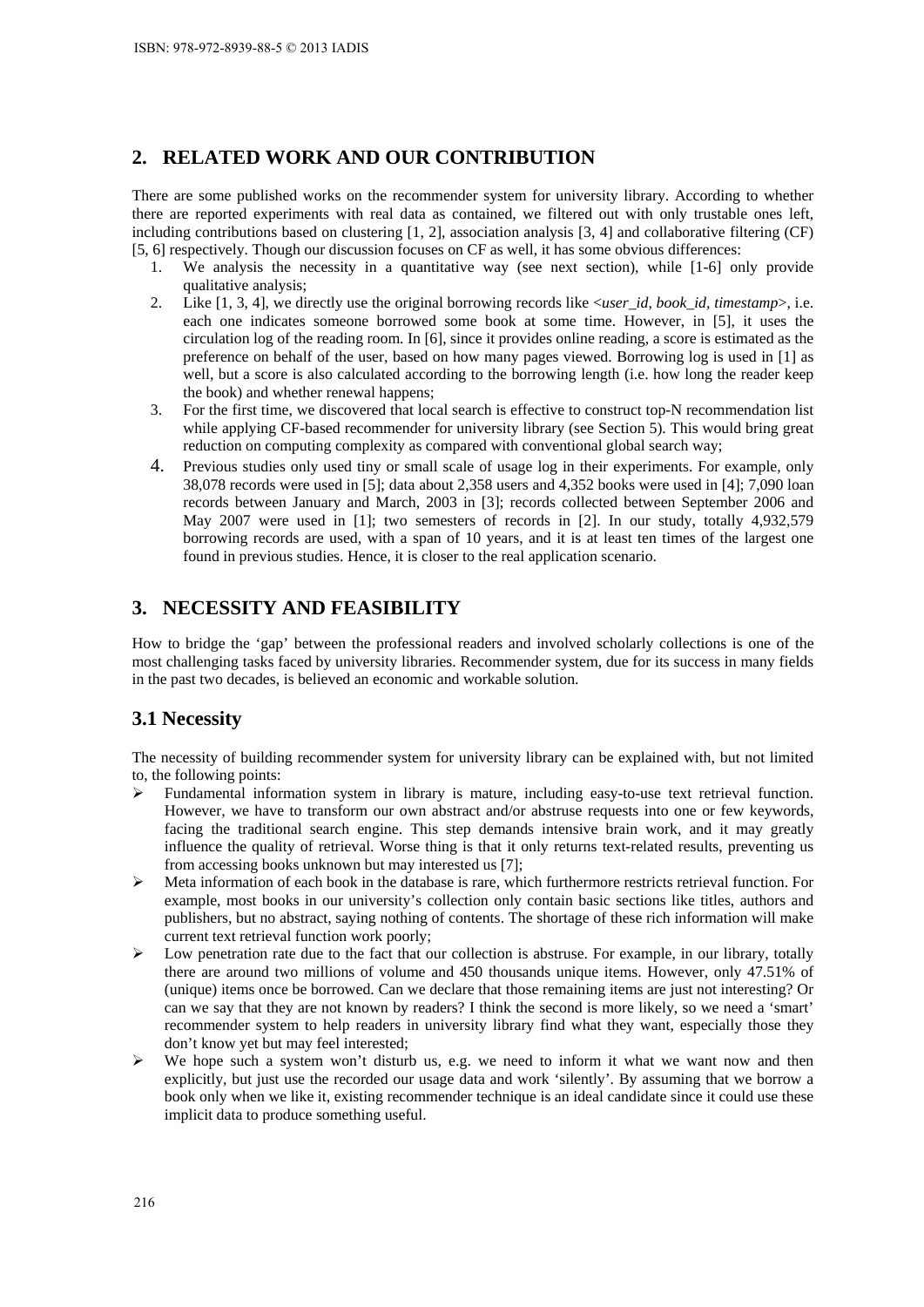## 2. RELATED WORK AND OUR CONTRIBUTION

There are some published works on the recommender system for university library. According to whether there are reported experiments with real data as contained, we filtered out with only trustable ones left, including contributions based on clustering [1, 2], association analysis [3, 4] and collaborative filtering (CF) [5, 6] respectively. Though our discussion focuses on CF as well, it has some obvious differences:

1. We analysis the necessity in a quantitative way (see next section), while [1-6] only provide qualitative analysis;
2. Like [1, 3, 4], we directly use the original borrowing records like <*user_id*, *book_id*, *timestamp*>, i.e. each one indicates someone borrowed some book at some time. However, in [5], it uses the circulation log of the reading room. In [6], since it provides online reading, a score is estimated as the preference on behalf of the user, based on how many pages viewed. Borrowing log is used in [1] as well, but a score is also calculated according to the borrowing length (i.e. how long the reader keep the book) and whether renewal happens;
3. For the first time, we discovered that local search is effective to construct top-N recommendation list while applying CF-based recommender for university library (see Section 5). This would bring great reduction on computing complexity as compared with conventional global search way;
4. Previous studies only used tiny or small scale of usage log in their experiments. For example, only 38,078 records were used in [5]; data about 2,358 users and 4,352 books were used in [4]; 7,090 loan records between January and March, 2003 in [3]; records collected between September 2006 and May 2007 were used in [1]; two semesters of records in [2]. In our study, totally 4,932,579 borrowing records are used, with a span of 10 years, and it is at least ten times of the largest one found in previous studies. Hence, it is closer to the real application scenario.

## 3. NECESSITY AND FEASIBILITY

How to bridge the 'gap' between the professional readers and involved scholarly collections is one of the most challenging tasks faced by university libraries. Recommender system, due for its success in many fields in the past two decades, is believed an economic and workable solution.

### 3.1 Necessity

The necessity of building recommender system for university library can be explained with, but not limited to, the following points:

- Fundamental information system in library is mature, including easy-to-use text retrieval function. However, we have to transform our own abstract and/or abstruse requests into one or few keywords, facing the traditional search engine. This step demands intensive brain work, and it may greatly influence the quality of retrieval. Worse thing is that it only returns text-related results, preventing us from accessing books unknown but may interested us [7];
- Meta information of each book in the database is rare, which furthermore restricts retrieval function. For example, most books in our university's collection only contain basic sections like titles, authors and publishers, but no abstract, saying nothing of contents. The shortage of these rich information will make current text retrieval function work poorly;
- Low penetration rate due to the fact that our collection is abstruse. For example, in our library, totally there are around two millions of volume and 450 thousands unique items. However, only 47.51% of (unique) items once be borrowed. Can we declare that those remaining items are just not interesting? Or can we say that they are not known by readers? I think the second is more likely, so we need a 'smart' recommender system to help readers in university library find what they want, especially those they don't know yet but may feel interested;
- We hope such a system won't disturb us, e.g. we need to inform it what we want now and then explicitly, but just use the recorded our usage data and work 'silently'. By assuming that we borrow a book only when we like it, existing recommender technique is an ideal candidate since it could use these implicit data to produce something useful.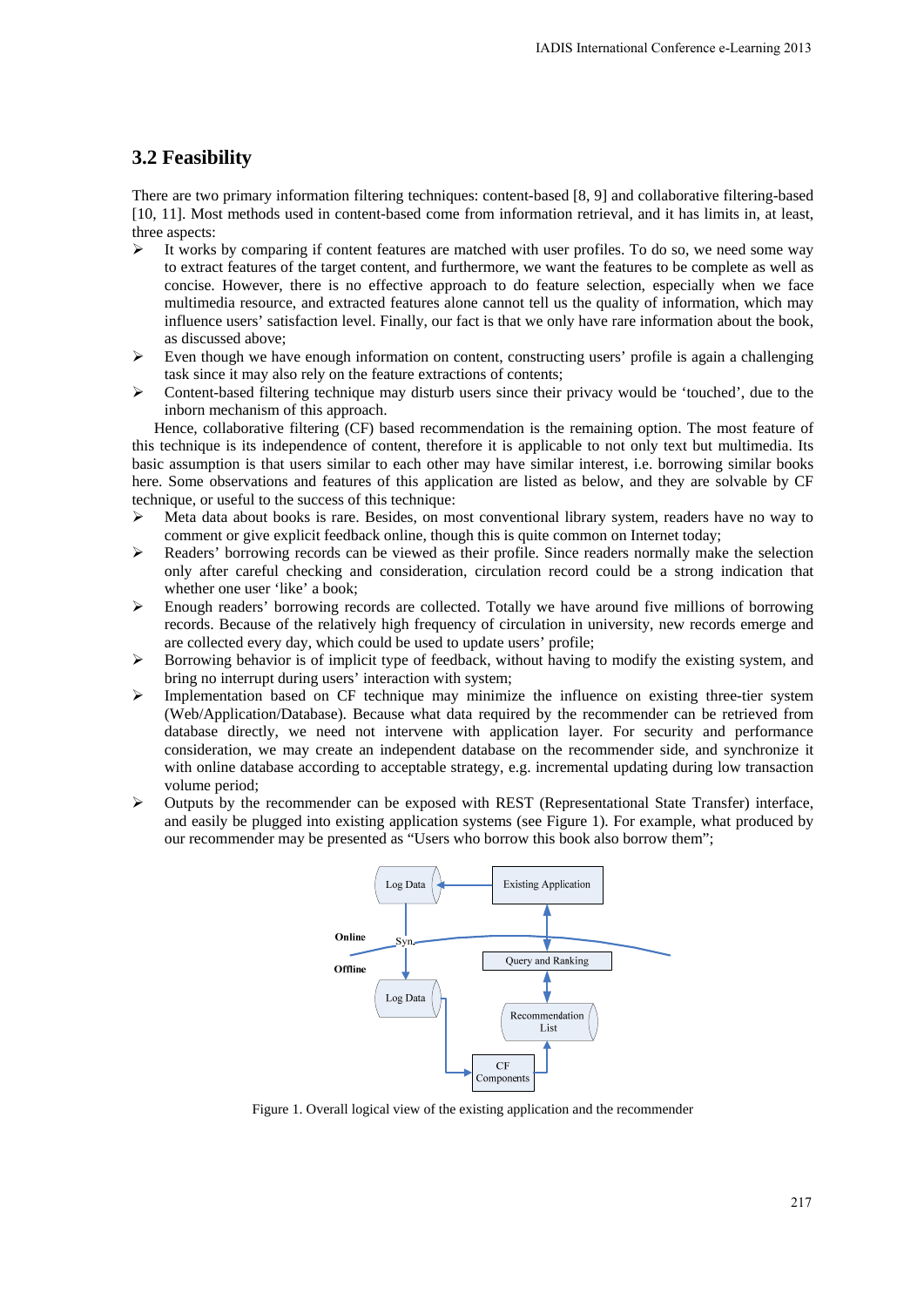## 3.2 Feasibility

There are two primary information filtering techniques: content-based [8, 9] and collaborative filtering-based [10, 11]. Most methods used in content-based come from information retrieval, and it has limits in, at least, three aspects:

- It works by comparing if content features are matched with user profiles. To do so, we need some way to extract features of the target content, and furthermore, we want the features to be complete as well as concise. However, there is no effective approach to do feature selection, especially when we face multimedia resource, and extracted features alone cannot tell us the quality of information, which may influence users' satisfaction level. Finally, our fact is that we only have rare information about the book, as discussed above;
- Even though we have enough information on content, constructing users' profile is again a challenging task since it may also rely on the feature extractions of contents;
- Content-based filtering technique may disturb users since their privacy would be 'touched', due to the inborn mechanism of this approach.

Hence, collaborative filtering (CF) based recommendation is the remaining option. The most feature of this technique is its independence of content, therefore it is applicable to not only text but multimedia. Its basic assumption is that users similar to each other may have similar interest, i.e. borrowing similar books here. Some observations and features of this application are listed as below, and they are solvable by CF technique, or useful to the success of this technique:

- Meta data about books is rare. Besides, on most conventional library system, readers have no way to comment or give explicit feedback online, though this is quite common on Internet today;
- Readers' borrowing records can be viewed as their profile. Since readers normally make the selection only after careful checking and consideration, circulation record could be a strong indication that whether one user 'like' a book;
- Enough readers' borrowing records are collected. Totally we have around five millions of borrowing records. Because of the relatively high frequency of circulation in university, new records emerge and are collected every day, which could be used to update users' profile;
- Borrowing behavior is of implicit type of feedback, without having to modify the existing system, and bring no interrupt during users' interaction with system;
- Implementation based on CF technique may minimize the influence on existing three-tier system (Web/Application/Database). Because what data required by the recommender can be retrieved from database directly, we need not intervene with application layer. For security and performance consideration, we may create an independent database on the recommender side, and synchronize it with online database according to acceptable strategy, e.g. incremental updating during low transaction volume period;
- Outputs by the recommender can be exposed with REST (Representational State Transfer) interface, and easily be plugged into existing application systems (see Figure 1). For example, what produced by our recommender may be presented as "Users who borrow this book also borrow them";

Figure 1. Overall logical view of the existing application and the recommender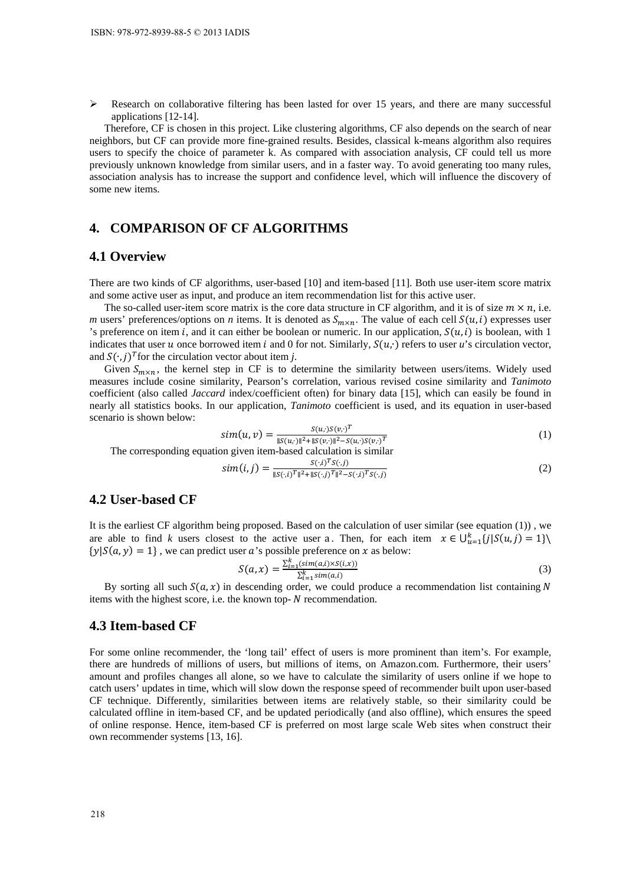- Research on collaborative filtering has been lasted for over 15 years, and there are many successful applications [12-14].

Therefore, CF is chosen in this project. Like clustering algorithms, CF also depends on the search of near neighbors, but CF can provide more fine-grained results. Besides, classical k-means algorithm also requires users to specify the choice of parameter k. As compared with association analysis, CF could tell us more previously unknown knowledge from similar users, and in a faster way. To avoid generating too many rules, association analysis has to increase the support and confidence level, which will influence the discovery of some new items.

# 4. COMPARISON OF CF ALGORITHMS

## 4.1 Overview

There are two kinds of CF algorithms, user-based [10] and item-based [11]. Both use user-item score matrix and some active user as input, and produce an item recommendation list for this active user.

The so-called user-item score matrix is the core data structure in CF algorithm, and it is of size $m \times n$, i.e. *m* users' preferences/options on *n* items. It is denoted as $S_{m \times n}$. The value of each cell $S(u, i)$ expresses user 's preference on item $i$, and it can either be boolean or numeric. In our application, $S(u, i)$ is boolean, with 1 indicates that user $u$ once borrowed item $i$ and 0 for not. Similarly, $S(u,\cdot)$ refers to user $u$'s circulation vector, and $S(\cdot, j)^T$ for the circulation vector about item $j$.

Given $S_{m \times n}$, the kernel step in CF is to determine the similarity between users/items. Widely used measures include cosine similarity, Pearson's correlation, various revised cosine similarity and *Tanimoto* coefficient (also called *Jaccard* index/coefficient often) for binary data [15], which can easily be found in nearly all statistics books. In our application, *Tanimoto* coefficient is used, and its equation in user-based scenario is shown below:

$$sim(u, v) = \frac{S(u,\cdot)S(v,\cdot)^T}{\|S(u,\cdot)\|^2 + \|S(v,\cdot)\|^2 - S(u,\cdot)S(v,\cdot)^T} \tag{1}$$

The corresponding equation given item-based calculation is similar

$$sim(i, j) = \frac{S(\cdot,i)^T S(\cdot,j)}{\|S(\cdot,i)^T\|^2 + \|S(\cdot,j)^T\|^2 - S(\cdot,i)^T S(\cdot,j)} \tag{2}$$

## 4.2 User-based CF

It is the earliest CF algorithm being proposed. Based on the calculation of user similar (see equation (1)) , we are able to find *k* users closest to the active user a. Then, for each item $x \in \bigcup_{u=1}^{k}\{j|S(u,j) = 1\} \setminus \{y|S(a, y) = 1\}$, we can predict user $a$'s possible preference on $x$ as below:

$$S(a, x) = \frac{\sum_{i=1}^{k}(sim(a,i) \times S(i,x))}{\sum_{i=1}^{k} sim(a,i)} \tag{3}$$

By sorting all such $S(a, x)$ in descending order, we could produce a recommendation list containing $N$ items with the highest score, i.e. the known top- $N$ recommendation.

## 4.3 Item-based CF

For some online recommender, the 'long tail' effect of users is more prominent than item's. For example, there are hundreds of millions of users, but millions of items, on Amazon.com. Furthermore, their users' amount and profiles changes all alone, so we have to calculate the similarity of users online if we hope to catch users' updates in time, which will slow down the response speed of recommender built upon user-based CF technique. Differently, similarities between items are relatively stable, so their similarity could be calculated offline in item-based CF, and be updated periodically (and also offline), which ensures the speed of online response. Hence, item-based CF is preferred on most large scale Web sites when construct their own recommender systems [13, 16].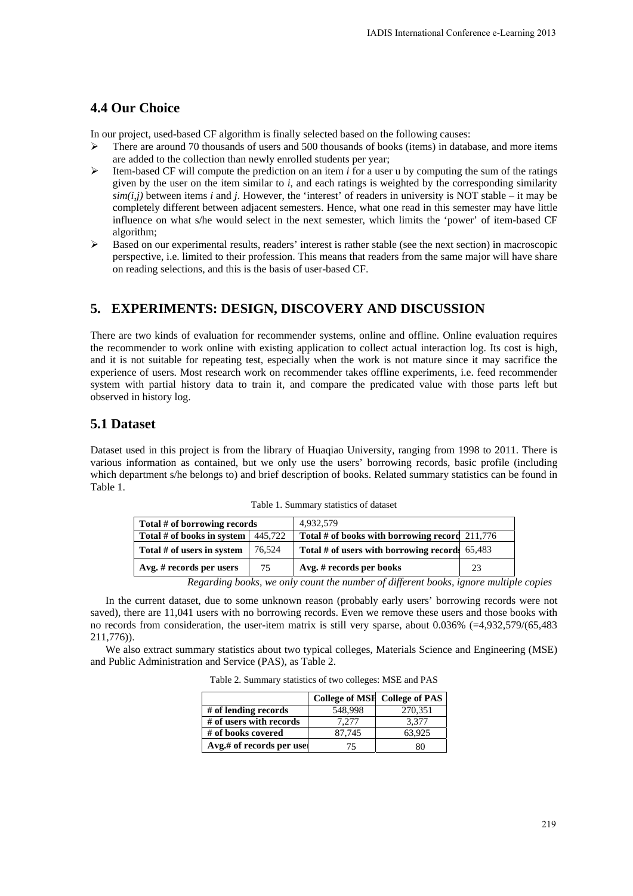## 4.4 Our Choice

In our project, used-based CF algorithm is finally selected based on the following causes:

- There are around 70 thousands of users and 500 thousands of books (items) in database, and more items are added to the collection than newly enrolled students per year;
- Item-based CF will compute the prediction on an item *i* for a user u by computing the sum of the ratings given by the user on the item similar to *i*, and each ratings is weighted by the corresponding similarity *sim(i,j)* between items *i* and *j*. However, the 'interest' of readers in university is NOT stable – it may be completely different between adjacent semesters. Hence, what one read in this semester may have little influence on what s/he would select in the next semester, which limits the 'power' of item-based CF algorithm;
- Based on our experimental results, readers' interest is rather stable (see the next section) in macroscopic perspective, i.e. limited to their profession. This means that readers from the same major will have share on reading selections, and this is the basis of user-based CF.

## 5. EXPERIMENTS: DESIGN, DISCOVERY AND DISCUSSION

There are two kinds of evaluation for recommender systems, online and offline. Online evaluation requires the recommender to work online with existing application to collect actual interaction log. Its cost is high, and it is not suitable for repeating test, especially when the work is not mature since it may sacrifice the experience of users. Most research work on recommender takes offline experiments, i.e. feed recommender system with partial history data to train it, and compare the predicated value with those parts left but observed in history log.

## 5.1 Dataset

Dataset used in this project is from the library of Huaqiao University, ranging from 1998 to 2011. There is various information as contained, but we only use the users' borrowing records, basic profile (including which department s/he belongs to) and brief description of books. Related summary statistics can be found in Table 1.

Table 1. Summary statistics of dataset

| **Total # of borrowing records** | | 4,932,579 | |
|---|---|---|---|
| **Total # of books in system** | 445,722 | **Total # of books with borrowing record** | 211,776 |
| **Total # of users in system** | 76,524 | **Total # of users with borrowing records** | 65,483 |
| **Avg. # records per users** | 75 | **Avg. # records per books** | 23 |

*Regarding books, we only count the number of different books, ignore multiple copies*

In the current dataset, due to some unknown reason (probably early users' borrowing records were not saved), there are 11,041 users with no borrowing records. Even we remove these users and those books with no records from consideration, the user-item matrix is still very sparse, about 0.036% (=4,932,579/(65,483 211,776)).

We also extract summary statistics about two typical colleges, Materials Science and Engineering (MSE) and Public Administration and Service (PAS), as Table 2.

Table 2. Summary statistics of two colleges: MSE and PAS

| | **College of MSE** | **College of PAS** |
|---|---|---|
| **# of lending records** | 548,998 | 270,351 |
| **# of users with records** | 7,277 | 3,377 |
| **# of books covered** | 87,745 | 63,925 |
| **Avg.# of records per user** | 75 | 80 |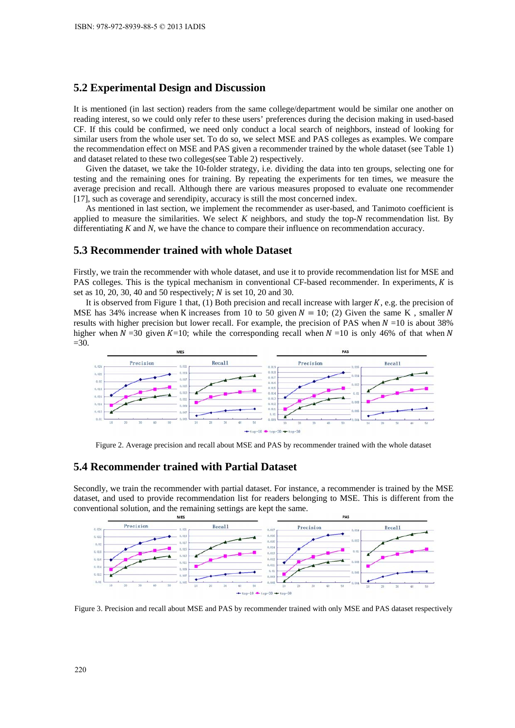### 5.2 Experimental Design and Discussion

It is mentioned (in last section) readers from the same college/department would be similar one another on reading interest, so we could only refer to these users' preferences during the decision making in used-based CF. If this could be confirmed, we need only conduct a local search of neighbors, instead of looking for similar users from the whole user set. To do so, we select MSE and PAS colleges as examples. We compare the recommendation effect on MSE and PAS given a recommender trained by the whole dataset (see Table 1) and dataset related to these two colleges(see Table 2) respectively.

Given the dataset, we take the 10-folder strategy, i.e. dividing the data into ten groups, selecting one for testing and the repaining ones for training. By repeating the experiments for ten times, we measure the average precision and recall. Although there are various measures proposed to evaluate one recommender [17], such as coverage and serendipity, accuracy is still the most concerned index.

As mentioned in last section, we implement the recommender as user-based, and Tanimoto coefficient is applied to measure the similarities. We select $K$ neighbors, and study the top-$N$ recommendation list. By differentiating $K$ and $N$, we have the chance to compare their influence on recommendation accuracy.

### 5.3 Recommender trained with whole Dataset

Firstly, we train the recommender with whole dataset, and use it to provide recommendation list for MSE and PAS colleges. This is the typical mechanism in conventional CF-based recommender. In experiments, $K$ is set as 10, 20, 30, 40 and 50 respectively; $N$ is set 10, 20 and 30.

It is observed from Figure 1 that, (1) Both precision and recall increase with larger $K$, e.g. the precision of MSE has 34% increase when K increases from 10 to 50 given $N = 10$; (2) Given the same K , smaller $N$ results with higher precision but lower recall. For example, the precision of PAS when $N$ =10 is about 38% higher when $N$ =30 given $K$=10; while the corresponding recall when $N$ =10 is only 46% of that when $N$ =30.

Figure 2. Average precision and recall about MSE and PAS by recommender trained with the whole dataset

### 5.4 Recommender trained with Partial Dataset

Secondly, we train the recommender with partial dataset. For instance, a recommender is trained by the MSE dataset, and used to provide recommendation list for readers belonging to MSE. This is different from the conventional solution, and the remaining settings are kept the same.

Figure 3. Precision and recall about MSE and PAS by recommender trained with only MSE and PAS dataset respectively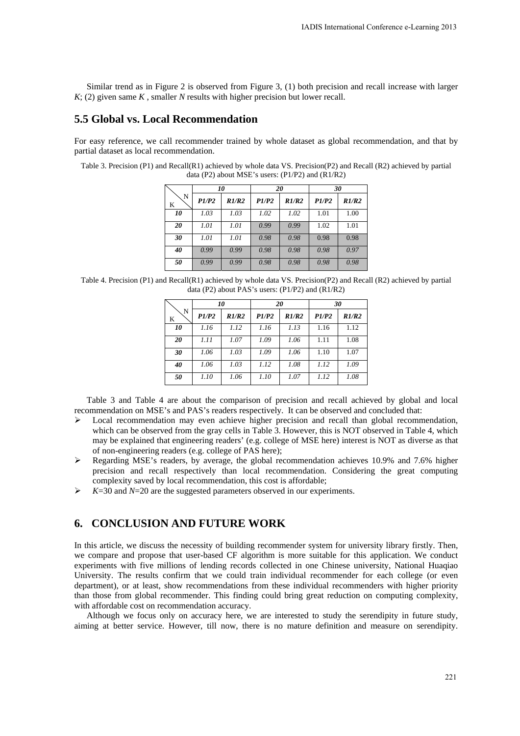Similar trend as in Figure 2 is observed from Figure 3, (1) both precision and recall increase with larger *K*; (2) given same *K* , smaller *N* results with higher precision but lower recall.

## 5.5 Global vs. Local Recommendation

For easy reference, we call recommender trained by whole dataset as global recommendation, and that by partial dataset as local recommendation.

Table 3. Precision (P1) and Recall(R1) achieved by whole data VS. Precision(P2) and Recall (R2) achieved by partial data (P2) about MSE's users: (P1/P2) and (R1/R2)

| K \ N | 10 | | 20 | | 30 | |
|---|---|---|---|---|---|---|
| | P1/P2 | R1/R2 | P1/P2 | R1/R2 | P1/P2 | R1/R2 |
| 10 | 1.03 | 1.03 | 1.02 | 1.02 | 1.01 | 1.00 |
| 20 | 1.01 | 1.01 | 0.99 | 0.99 | 1.02 | 1.01 |
| 30 | 1.01 | 1.01 | 0.98 | 0.98 | 0.98 | 0.98 |
| 40 | 0.99 | 0.99 | 0.98 | 0.98 | 0.98 | 0.97 |
| 50 | 0.99 | 0.99 | 0.98 | 0.98 | 0.98 | 0.98 |

Table 4. Precision (P1) and Recall(R1) achieved by whole data VS. Precision(P2) and Recall (R2) achieved by partial data (P2) about PAS's users: (P1/P2) and (R1/R2)

| K \ N | 10 | | 20 | | 30 | |
|---|---|---|---|---|---|---|
| | P1/P2 | R1/R2 | P1/P2 | R1/R2 | P1/P2 | R1/R2 |
| 10 | 1.16 | 1.12 | 1.16 | 1.13 | 1.16 | 1.12 |
| 20 | 1.11 | 1.07 | 1.09 | 1.06 | 1.11 | 1.08 |
| 30 | 1.06 | 1.03 | 1.09 | 1.06 | 1.10 | 1.07 |
| 40 | 1.06 | 1.03 | 1.12 | 1.08 | 1.12 | 1.09 |
| 50 | 1.10 | 1.06 | 1.10 | 1.07 | 1.12 | 1.08 |

Table 3 and Table 4 are about the comparison of precision and recall achieved by global and local recommendation on MSE's and PAS's readers respectively. It can be observed and concluded that:

- Local recommendation may even achieve higher precision and recall than global recommendation, which can be observed from the gray cells in Table 3. However, this is NOT observed in Table 4, which may be explained that engineering readers' (e.g. college of MSE here) interest is NOT as diverse as that of non-engineering readers (e.g. college of PAS here);
- Regarding MSE's readers, by average, the global recommendation achieves 10.9% and 7.6% higher precision and recall respectively than local recommendation. Considering the great computing complexity saved by local recommendation, this cost is affordable;
- *K*=30 and *N*=20 are the suggested parameters observed in our experiments.

## 6. CONCLUSION AND FUTURE WORK

In this article, we discuss the necessity of building recommender system for university library firstly. Then, we compare and propose that user-based CF algorithm is more suitable for this application. We conduct experiments with five millions of lending records collected in one Chinese university, National Huaqiao University. The results confirm that we could train individual recommender for each college (or even department), or at least, show recommendations from these individual recommenders with higher priority than those from global recommender. This finding could bring great reduction on computing complexity, with affordable cost on recommendation accuracy.

Although we focus only on accuracy here, we are interested to study the serendipity in future study, aiming at better service. However, till now, there is no mature definition and measure on serendipity.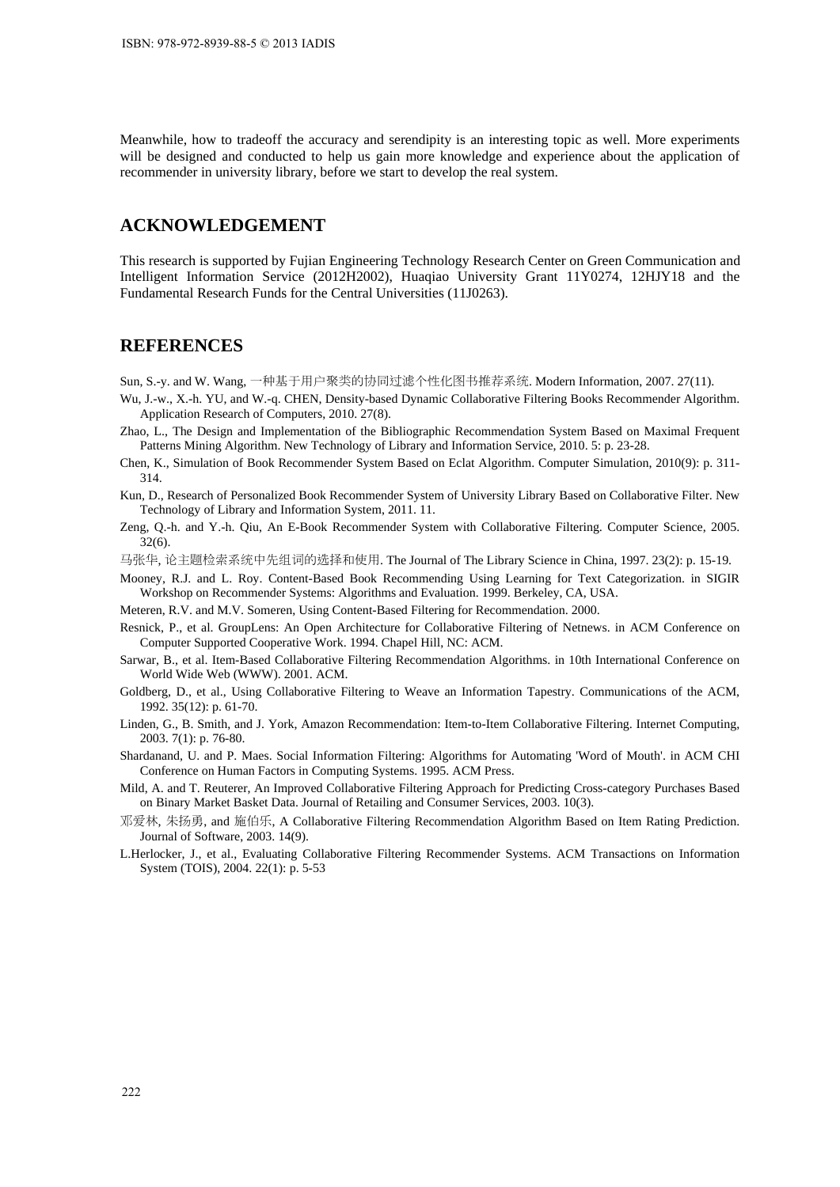Meanwhile, how to tradeoff the accuracy and serendipity is an interesting topic as well. More experiments will be designed and conducted to help us gain more knowledge and experience about the application of recommender in university library, before we start to develop the real system.

## ACKNOWLEDGEMENT

This research is supported by Fujian Engineering Technology Research Center on Green Communication and Intelligent Information Service (2012H2002), Huaqiao University Grant 11Y0274, 12HJY18 and the Fundamental Research Funds for the Central Universities (11J0263).

## REFERENCES

Sun, S.-y. and W. Wang, 一种基于用户聚类的协同过滤个性化图书推荐系统. Modern Information, 2007. 27(11).

Wu, J.-w., X.-h. YU, and W.-q. CHEN, Density-based Dynamic Collaborative Filtering Books Recommender Algorithm. Application Research of Computers, 2010. 27(8).

Zhao, L., The Design and Implementation of the Bibliographic Recommendation System Based on Maximal Frequent Patterns Mining Algorithm. New Technology of Library and Information Service, 2010. 5: p. 23-28.

Chen, K., Simulation of Book Recommender System Based on Eclat Algorithm. Computer Simulation, 2010(9): p. 311-314.

Kun, D., Research of Personalized Book Recommender System of University Library Based on Collaborative Filter. New Technology of Library and Information System, 2011. 11.

Zeng, Q.-h. and Y.-h. Qiu, An E-Book Recommender System with Collaborative Filtering. Computer Science, 2005. 32(6).

马张华, 论主题检索系统中先组词的选择和使用. The Journal of The Library Science in China, 1997. 23(2): p. 15-19.

Mooney, R.J. and L. Roy. Content-Based Book Recommending Using Learning for Text Categorization. in SIGIR Workshop on Recommender Systems: Algorithms and Evaluation. 1999. Berkeley, CA, USA.

Meteren, R.V. and M.V. Someren, Using Content-Based Filtering for Recommendation. 2000.

Resnick, P., et al. GroupLens: An Open Architecture for Collaborative Filtering of Netnews. in ACM Conference on Computer Supported Cooperative Work. 1994. Chapel Hill, NC: ACM.

Sarwar, B., et al. Item-Based Collaborative Filtering Recommendation Algorithms. in 10th International Conference on World Wide Web (WWW). 2001. ACM.

Goldberg, D., et al., Using Collaborative Filtering to Weave an Information Tapestry. Communications of the ACM, 1992. 35(12): p. 61-70.

Linden, G., B. Smith, and J. York, Amazon Recommendation: Item-to-Item Collaborative Filtering. Internet Computing, 2003. 7(1): p. 76-80.

Shardanand, U. and P. Maes. Social Information Filtering: Algorithms for Automating 'Word of Mouth'. in ACM CHI Conference on Human Factors in Computing Systems. 1995. ACM Press.

Mild, A. and T. Reuterer, An Improved Collaborative Filtering Approach for Predicting Cross-category Purchases Based on Binary Market Basket Data. Journal of Retailing and Consumer Services, 2003. 10(3).

邓爱林, 朱扬勇, and 施伯乐, A Collaborative Filtering Recommendation Algorithm Based on Item Rating Prediction. Journal of Software, 2003. 14(9).

L.Herlocker, J., et al., Evaluating Collaborative Filtering Recommender Systems. ACM Transactions on Information System (TOIS), 2004. 22(1): p. 5-53